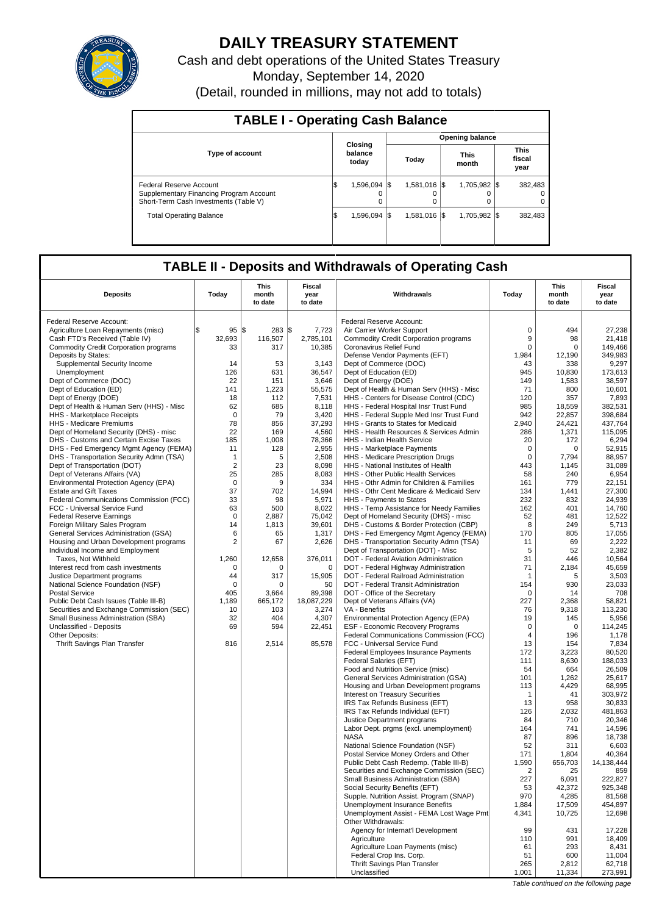# DAILY TREASURY STATEMENT

Cash and debt operations of the United States Treasury

Monday, September 14, 2020

(Detail, rounded in millions, may not add to totals)

## TABLE I - Operating Cash Balance

| Type of account | Closing balance today | Opening balance Today | Opening balance This month | Opening balance This fiscal year |
|---|---|---|---|---|
| Federal Reserve Account | $ 1,596,094 | $ 1,581,016 | $ 1,705,982 | $ 382,483 |
| Supplementary Financing Program Account | 0 | 0 | 0 | 0 |
| Short-Term Cash Investments (Table V) | 0 | 0 | 0 | 0 |
| Total Operating Balance | $ 1,596,094 | $ 1,581,016 | $ 1,705,982 | $ 382,483 |

## TABLE II - Deposits and Withdrawals of Operating Cash

| Deposits | Today | This month to date | Fiscal year to date |
|---|---|---|---|
| Federal Reserve Account: | | | |
| Agriculture Loan Repayments (misc) | $ 95 | $ 283 | $ 7,723 |
| Cash FTD's Received (Table IV) | 32,693 | 116,507 | 2,785,101 |
| Commodity Credit Corporation programs | 33 | 317 | 10,385 |
| Deposits by States: | | | |
| Supplemental Security Income | 14 | 53 | 3,143 |
| Unemployment | 126 | 631 | 36,547 |
| Dept of Commerce (DOC) | 22 | 151 | 3,646 |
| Dept of Education (ED) | 141 | 1,223 | 55,575 |
| Dept of Energy (DOE) | 18 | 112 | 7,531 |
| Dept of Health & Human Serv (HHS) - Misc | 62 | 685 | 8,118 |
| HHS - Marketplace Receipts | 0 | 79 | 3,420 |
| HHS - Medicare Premiums | 78 | 856 | 37,293 |
| Dept of Homeland Security (DHS) - misc | 22 | 169 | 4,560 |
| DHS - Customs and Certain Excise Taxes | 185 | 1,008 | 78,366 |
| DHS - Fed Emergency Mgmt Agency (FEMA) | 11 | 128 | 2,955 |
| DHS - Transportation Security Admn (TSA) | 1 | 5 | 2,508 |
| Dept of Transportation (DOT) | 2 | 23 | 8,098 |
| Dept of Veterans Affairs (VA) | 25 | 285 | 8,083 |
| Environmental Protection Agency (EPA) | 0 | 9 | 334 |
| Estate and Gift Taxes | 37 | 702 | 14,994 |
| Federal Communications Commission (FCC) | 33 | 98 | 5,971 |
| FCC - Universal Service Fund | 63 | 500 | 8,022 |
| Federal Reserve Earnings | 0 | 2,887 | 75,042 |
| Foreign Military Sales Program | 14 | 1,813 | 39,601 |
| General Services Administration (GSA) | 6 | 65 | 1,317 |
| Housing and Urban Development programs | 2 | 67 | 2,626 |
| Individual Income and Employment | | | |
| Taxes, Not Withheld | 1,260 | 12,658 | 376,011 |
| Interest recd from cash investments | 0 | 0 | 0 |
| Justice Department programs | 44 | 317 | 15,905 |
| National Science Foundation (NSF) | 0 | 0 | 50 |
| Postal Service | 405 | 3,664 | 89,398 |
| Public Debt Cash Issues (Table III-B) | 1,189 | 665,172 | 18,087,229 |
| Securities and Exchange Commission (SEC) | 10 | 103 | 3,274 |
| Small Business Administration (SBA) | 32 | 404 | 4,307 |
| Unclassified - Deposits | 69 | 594 | 22,451 |
| Other Deposits: | | | |
| Thrift Savings Plan Transfer | 816 | 2,514 | 85,578 |

| Withdrawals | Today | This month to date | Fiscal year to date |
|---|---|---|---|
| Federal Reserve Account: | | | |
| Air Carrier Worker Support | 0 | 494 | 27,238 |
| Commodity Credit Corporation programs | 9 | 98 | 21,418 |
| Coronavirus Relief Fund | 0 | 0 | 149,466 |
| Defense Vendor Payments (EFT) | 1,984 | 12,190 | 349,983 |
| Dept of Commerce (DOC) | 43 | 338 | 9,297 |
| Dept of Education (ED) | 945 | 10,830 | 173,613 |
| Dept of Energy (DOE) | 149 | 1,583 | 38,597 |
| Dept of Health & Human Serv (HHS) - Misc | 71 | 800 | 10,601 |
| HHS - Centers for Disease Control (CDC) | 120 | 357 | 7,893 |
| HHS - Federal Hospital Insr Trust Fund | 985 | 18,559 | 382,531 |
| HHS - Federal Supple Med Insr Trust Fund | 942 | 22,857 | 398,684 |
| HHS - Grants to States for Medicaid | 2,940 | 24,421 | 437,764 |
| HHS - Health Resources & Services Admin | 286 | 1,371 | 115,095 |
| HHS - Indian Health Service | 20 | 172 | 6,294 |
| HHS - Marketplace Payments | 0 | 0 | 52,915 |
| HHS - Medicare Prescription Drugs | 0 | 7,794 | 88,957 |
| HHS - National Institutes of Health | 443 | 1,145 | 31,089 |
| HHS - Other Public Health Services | 58 | 240 | 6,954 |
| HHS - Othr Admin for Children & Families | 161 | 779 | 22,151 |
| HHS - Othr Cent Medicare & Medicaid Serv | 134 | 1,441 | 27,300 |
| HHS - Payments to States | 232 | 832 | 24,939 |
| HHS - Temp Assistance for Needy Families | 162 | 401 | 14,760 |
| Dept of Homeland Security (DHS) - misc | 52 | 481 | 12,522 |
| DHS - Customs & Border Protection (CBP) | 8 | 249 | 5,713 |
| DHS - Fed Emergency Mgmt Agency (FEMA) | 170 | 805 | 17,055 |
| DHS - Transportation Security Admn (TSA) | 11 | 69 | 2,222 |
| Dept of Transportation (DOT) - Misc | 5 | 52 | 2,382 |
| DOT - Federal Aviation Administration | 31 | 446 | 10,564 |
| DOT - Federal Highway Administration | 71 | 2,184 | 45,659 |
| DOT - Federal Railroad Administration | 1 | 5 | 3,503 |
| DOT - Federal Transit Administration | 154 | 930 | 23,033 |
| DOT - Office of the Secretary | 0 | 14 | 708 |
| Dept of Veterans Affairs (VA) | 227 | 2,368 | 58,821 |
| VA - Benefits | 76 | 9,318 | 113,230 |
| Environmental Protection Agency (EPA) | 19 | 145 | 5,956 |
| ESF - Economic Recovery Programs | 0 | 0 | 114,245 |
| Federal Communications Commission (FCC) | 4 | 196 | 1,178 |
| FCC - Universal Service Fund | 13 | 154 | 7,834 |
| Federal Employees Insurance Payments | 172 | 3,223 | 80,520 |
| Federal Salaries (EFT) | 111 | 8,630 | 188,033 |
| Food and Nutrition Service (misc) | 54 | 664 | 26,509 |
| General Services Administration (GSA) | 101 | 1,262 | 25,617 |
| Housing and Urban Development programs | 113 | 4,429 | 68,995 |
| Interest on Treasury Securities | 1 | 41 | 303,972 |
| IRS Tax Refunds Business (EFT) | 13 | 958 | 30,833 |
| IRS Tax Refunds Individual (EFT) | 126 | 2,032 | 481,863 |
| Justice Department programs | 84 | 710 | 20,346 |
| Labor Dept. prgms (excl. unemployment) | 164 | 741 | 14,596 |
| NASA | 87 | 896 | 18,738 |
| National Science Foundation (NSF) | 52 | 311 | 6,603 |
| Postal Service Money Orders and Other | 171 | 1,804 | 40,364 |
| Public Debt Cash Redemp. (Table III-B) | 1,590 | 656,703 | 14,138,444 |
| Securities and Exchange Commission (SEC) | 2 | 25 | 859 |
| Small Business Administration (SBA) | 227 | 6,091 | 222,827 |
| Social Security Benefits (EFT) | 53 | 42,372 | 925,348 |
| Supple. Nutrition Assist. Program (SNAP) | 970 | 4,285 | 81,568 |
| Unemployment Insurance Benefits | 1,884 | 17,509 | 454,897 |
| Unemployment Assist - FEMA Lost Wage Pmt | 4,341 | 10,725 | 12,698 |
| Other Withdrawals: | | | |
| Agency for Internat'l Development | 99 | 431 | 17,228 |
| Agriculture | 110 | 991 | 18,409 |
| Agriculture Loan Payments (misc) | 61 | 293 | 8,431 |
| Federal Crop Ins. Corp. | 51 | 600 | 11,004 |
| Thrift Savings Plan Transfer | 265 | 2,812 | 62,718 |
| Unclassified | 1,001 | 11,334 | 273,991 |

*Table continued on the following page*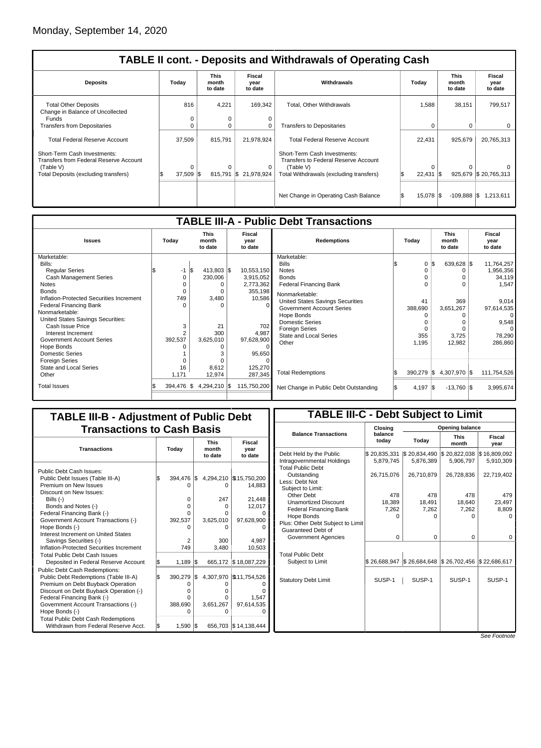Monday, September 14, 2020

## TABLE II cont. - Deposits and Withdrawals of Operating Cash

| Deposits | Today | This month to date | Fiscal year to date | Withdrawals | Today | This month to date | Fiscal year to date |
|---|---|---|---|---|---|---|---|
| Total Other Deposits | 816 | 4,221 | 169,342 | Total, Other Withdrawals | 1,588 | 38,151 | 799,517 |
| Change in Balance of Uncollected Funds | 0 | 0 | 0 | | | | |
| Transfers from Depositaries | 0 | 0 | 0 | Transfers to Depositaries | 0 | 0 | 0 |
| Total Federal Reserve Account | 37,509 | 815,791 | 21,978,924 | Total Federal Reserve Account | 22,431 | 925,679 | 20,765,313 |
| Short-Term Cash Investments: Transfers from Federal Reserve Account (Table V) | 0 | 0 | 0 | Short-Term Cash Investments: Transfers to Federal Reserve Account (Table V) | 0 | 0 | 0 |
| Total Deposits (excluding transfers) | $ 37,509 | $ 815,791 | $ 21,978,924 | Total Withdrawals (excluding transfers) | $ 22,431 | $ 925,679 | $ 20,765,313 |
| | | | | Net Change in Operating Cash Balance | $ 15,078 | $ -109,888 | $ 1,213,611 |

## TABLE III-A - Public Debt Transactions

| Issues | Today | This month to date | Fiscal year to date | Redemptions | Today | This month to date | Fiscal year to date |
|---|---|---|---|---|---|---|---|
| Marketable: | | | | Marketable: | | | |
| Bills: | | | | Bills | $ 0 | $ 639,628 | $ 11,764,257 |
| Regular Series | $ -1 | $ 413,803 | $ 10,553,150 | Notes | 0 | 0 | 1,956,356 |
| Cash Management Series | 0 | 230,006 | 3,915,052 | Bonds | 0 | 0 | 34,119 |
| Notes | 0 | 0 | 2,773,362 | Federal Financing Bank | 0 | 0 | 1,547 |
| Bonds | 0 | 0 | 355,198 | Nonmarketable: | | | |
| Inflation-Protected Securities Increment | 749 | 3,480 | 10,586 | United States Savings Securities | 41 | 369 | 9,014 |
| Federal Financing Bank | 0 | 0 | 0 | Government Account Series | 388,690 | 3,651,267 | 97,614,535 |
| Nonmarketable: | | | | Hope Bonds | 0 | 0 | 0 |
| United States Savings Securities: | | | | Domestic Series | 0 | 0 | 9,548 |
| Cash Issue Price | 3 | 21 | 702 | Foreign Series | 0 | 0 | 0 |
| Interest Increment | 2 | 300 | 4,987 | State and Local Series | 355 | 3,725 | 78,290 |
| Government Account Series | 392,537 | 3,625,010 | 97,628,900 | Other | 1,195 | 12,982 | 286,860 |
| Hope Bonds | 0 | 0 | 0 | | | | |
| Domestic Series | 1 | 3 | 95,650 | | | | |
| Foreign Series | 0 | 0 | 0 | | | | |
| State and Local Series | 16 | 8,612 | 125,270 | | | | |
| Other | 1,171 | 12,974 | 287,345 | Total Redemptions | $ 390,279 | $ 4,307,970 | $ 111,754,526 |
| Total Issues | $ 394,476 | $ 4,294,210 | $ 115,750,200 | Net Change in Public Debt Outstanding | $ 4,197 | $ -13,760 | $ 3,995,674 |

## TABLE III-B - Adjustment of Public Debt Transactions to Cash Basis

| Transactions | Today | This month to date | Fiscal year to date |
|---|---|---|---|
| Public Debt Cash Issues: | | | |
| Public Debt Issues (Table III-A) | $ 394,476 | $ 4,294,210 | $ 115,750,200 |
| Premium on New Issues | 0 | 0 | 14,883 |
| Discount on New Issues: | | | |
| Bills (-) | 0 | 247 | 21,448 |
| Bonds and Notes (-) | 0 | 0 | 12,017 |
| Federal Financing Bank (-) | 0 | 0 | 0 |
| Government Account Transactions (-) | 392,537 | 3,625,010 | 97,628,900 |
| Hope Bonds (-) | 0 | 0 | 0 |
| Interest Increment on United States Savings Securities (-) | 2 | 300 | 4,987 |
| Inflation-Protected Securities Increment | 749 | 3,480 | 10,503 |
| Total Public Debt Cash Issues Deposited in Federal Reserve Account | $ 1,189 | $ 665,172 | $ 18,087,229 |
| Public Debt Cash Redemptions: | | | |
| Public Debt Redemptions (Table III-A) | $ 390,279 | $ 4,307,970 | $ 111,754,526 |
| Premium on Debt Buyback Operation | 0 | 0 | 0 |
| Discount on Debt Buyback Operation (-) | 0 | 0 | 0 |
| Federal Financing Bank (-) | 0 | 0 | 1,547 |
| Government Account Transactions (-) | 388,690 | 3,651,267 | 97,614,535 |
| Hope Bonds (-) | 0 | 0 | 0 |
| Total Public Debt Cash Redemptions Withdrawn from Federal Reserve Acct. | $ 1,590 | $ 656,703 | $ 14,138,444 |

## TABLE III-C - Debt Subject to Limit

| Balance Transactions | Closing balance today | Opening balance Today | Opening balance This month | Opening balance Fiscal year |
|---|---|---|---|---|
| Debt Held by the Public | $ 20,835,331 | $ 20,834,490 | $ 20,822,038 | $ 16,809,092 |
| Intragovernmental Holdings | 5,879,745 | 5,876,389 | 5,906,797 | 5,910,309 |
| Total Public Debt Outstanding | 26,715,076 | 26,710,879 | 26,728,836 | 22,719,402 |
| Less: Debt Not Subject to Limit: | | | | |
| Other Debt | 478 | 478 | 478 | 479 |
| Unamortized Discount | 18,389 | 18,491 | 18,640 | 23,497 |
| Federal Financing Bank | 7,262 | 7,262 | 7,262 | 8,809 |
| Hope Bonds | 0 | 0 | 0 | 0 |
| Plus: Other Debt Subject to Limit | | | | |
| Guaranteed Debt of Government Agencies | 0 | 0 | 0 | 0 |
| Total Public Debt Subject to Limit | $ 26,688,947 | $ 26,684,648 | $ 26,702,456 | $ 22,686,617 |
| Statutory Debt Limit | SUSP-1 | SUSP-1 | SUSP-1 | SUSP-1 |

*See Footnote*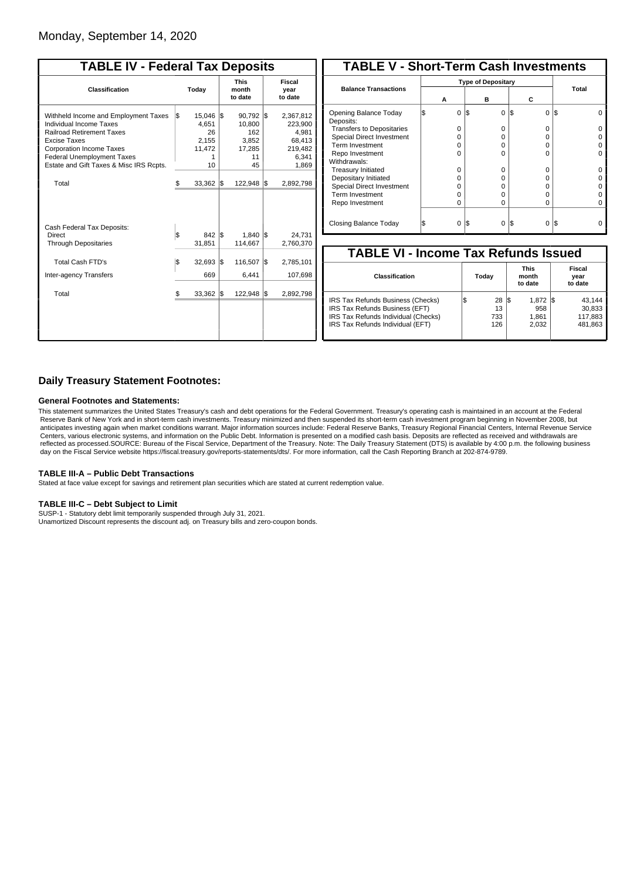Monday, September 14, 2020

## TABLE IV - Federal Tax Deposits

| Classification | Today | This month to date | Fiscal year to date |
|---|---|---|---|
| Withheld Income and Employment Taxes | $ 15,046 | $ 90,792 | $ 2,367,812 |
| Individual Income Taxes | 4,651 | 10,800 | 223,900 |
| Railroad Retirement Taxes | 26 | 162 | 4,981 |
| Excise Taxes | 2,155 | 3,852 | 68,413 |
| Corporation Income Taxes | 11,472 | 17,285 | 219,482 |
| Federal Unemployment Taxes | 1 | 11 | 6,341 |
| Estate and Gift Taxes & Misc IRS Rcpts. | 10 | 45 | 1,869 |
| Total | $ 33,362 | $ 122,948 | $ 2,892,798 |
| Cash Federal Tax Deposits: | | | |
| Direct | $ 842 | $ 1,840 | $ 24,731 |
| Through Depositaries | 31,851 | 114,667 | 2,760,370 |
| Total Cash FTD's | $ 32,693 | $ 116,507 | $ 2,785,101 |
| Inter-agency Transfers | 669 | 6,441 | 107,698 |
| Total | $ 33,362 | $ 122,948 | $ 2,892,798 |

## TABLE V - Short-Term Cash Investments

| Balance Transactions | Type of Depositary | | | Total |
|---|---|---|---|---|
| | A | B | C | |
| Opening Balance Today | $ 0 | $ 0 | $ 0 | $ 0 |
| Deposits: | | | | |
| Transfers to Depositaries | 0 | 0 | 0 | 0 |
| Special Direct Investment | 0 | 0 | 0 | 0 |
| Term Investment | 0 | 0 | 0 | 0 |
| Repo Investment | 0 | 0 | 0 | 0 |
| Withdrawals: | | | | |
| Treasury Initiated | 0 | 0 | 0 | 0 |
| Depositary Initiated | 0 | 0 | 0 | 0 |
| Special Direct Investment | 0 | 0 | 0 | 0 |
| Term Investment | 0 | 0 | 0 | 0 |
| Repo Investment | 0 | 0 | 0 | 0 |
| Closing Balance Today | $ 0 | $ 0 | $ 0 | $ 0 |

## TABLE VI - Income Tax Refunds Issued

| Classification | Today | This month to date | Fiscal year to date |
|---|---|---|---|
| IRS Tax Refunds Business (Checks) | $ 28 | $ 1,872 | $ 43,144 |
| IRS Tax Refunds Business (EFT) | 13 | 958 | 30,833 |
| IRS Tax Refunds Individual (Checks) | 733 | 1,861 | 117,883 |
| IRS Tax Refunds Individual (EFT) | 126 | 2,032 | 481,863 |

## Daily Treasury Statement Footnotes:

#### General Footnotes and Statements:

This statement summarizes the United States Treasury's cash and debt operations for the Federal Government. Treasury's operating cash is maintained in an account at the Federal Reserve Bank of New York and in short-term cash investments. Treasury minimized and then suspended its short-term cash investment program beginning in November 2008, but anticipates investing again when market conditions warrant. Major information sources include: Federal Reserve Banks, Treasury Regional Financial Centers, Internal Revenue Service Centers, various electronic systems, and information on the Public Debt. Information is presented on a modified cash basis. Deposits are reflected as received and withdrawals are reflected as processed.SOURCE: Bureau of the Fiscal Service, Department of the Treasury. Note: The Daily Treasury Statement (DTS) is available by 4:00 p.m. the following business day on the Fiscal Service website https://fiscal.treasury.gov/reports-statements/dts/. For more information, call the Cash Reporting Branch at 202-874-9789.

#### TABLE III-A – Public Debt Transactions

Stated at face value except for savings and retirement plan securities which are stated at current redemption value.

#### TABLE III-C – Debt Subject to Limit

SUSP-1 - Statutory debt limit temporarily suspended through July 31, 2021.
Unamortized Discount represents the discount adj. on Treasury bills and zero-coupon bonds.